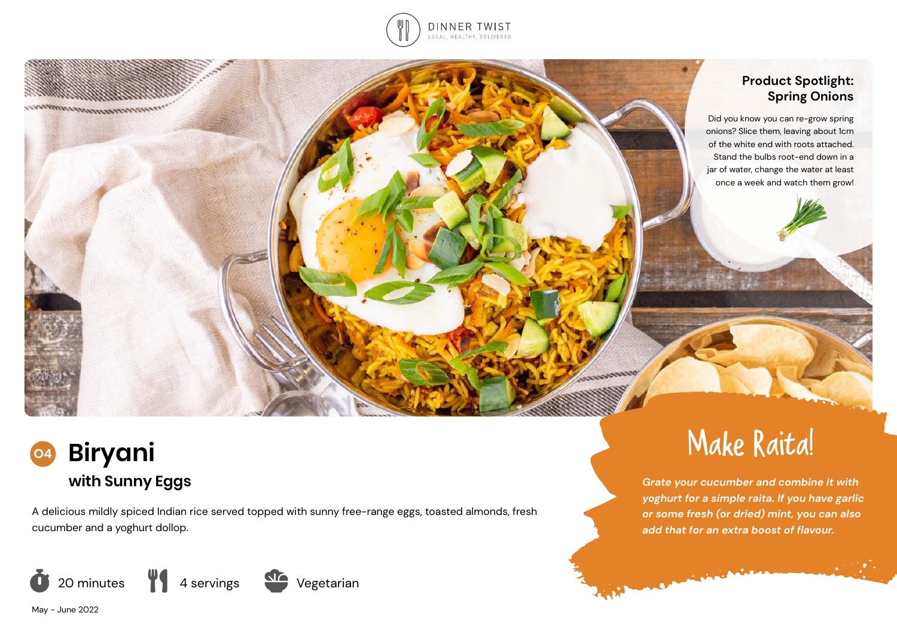DINNER TWIST

LOCAL, HEALTHY, DELIVERED

### Product Spotlight: Spring Onions

Did you know you can re-grow spring onions? Slice them, leaving about 1cm of the white end with roots attached. Stand the bulbs root-end down in a jar of water, change the water at least once a week and watch them grow!

# 04 Biryani

## with Sunny Eggs

A delicious mildly spiced Indian rice served topped with sunny free-range eggs, toasted almonds, fresh cucumber and a yoghurt dollop.

20 minutes | 4 servings | Vegetarian

May - June 2022

### Make Raita!

*Grate your cucumber and combine it with yoghurt for a simple raita. If you have garlic or some fresh (or dried) mint, you can also add that for an extra boost of flavour.*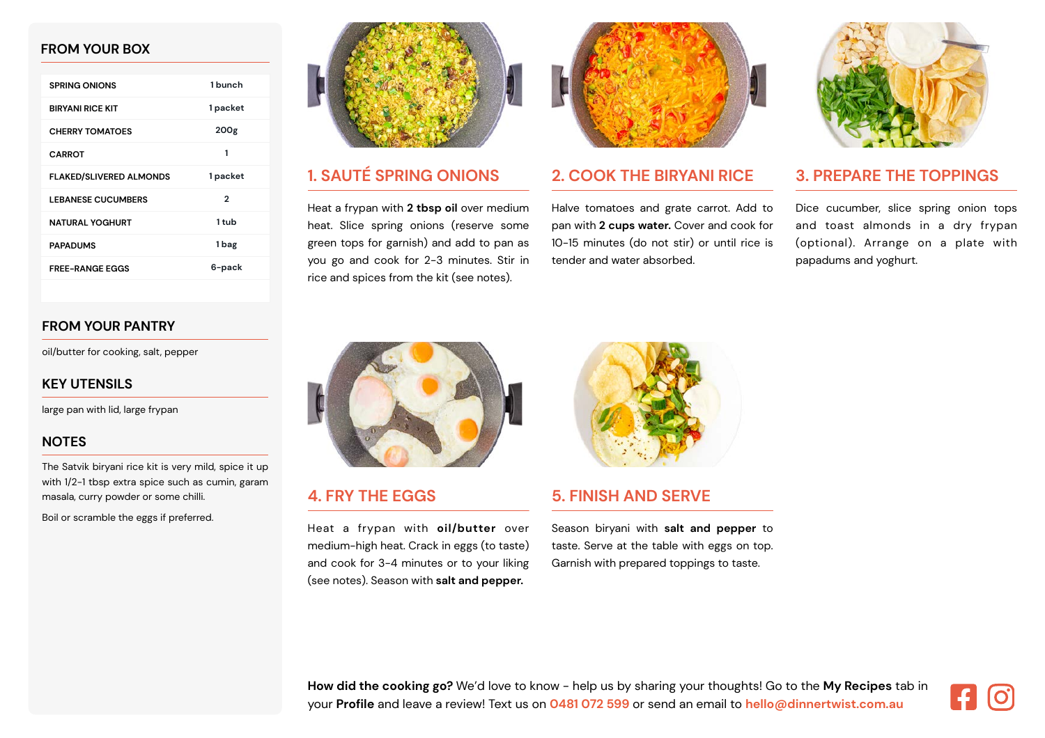## FROM YOUR BOX

| | |
|---|---|
| SPRING ONIONS | 1 bunch |
| BIRYANI RICE KIT | 1 packet |
| CHERRY TOMATOES | 200g |
| CARROT | 1 |
| FLAKED/SLIVERED ALMONDS | 1 packet |
| LEBANESE CUCUMBERS | 2 |
| NATURAL YOGHURT | 1 tub |
| PAPADUMS | 1 bag |
| FREE-RANGE EGGS | 6-pack |

## FROM YOUR PANTRY

oil/butter for cooking, salt, pepper

## KEY UTENSILS

large pan with lid, large frypan

## NOTES

The Satvik biryani rice kit is very mild, spice it up with 1/2-1 tbsp extra spice such as cumin, garam masala, curry powder or some chilli.

Boil or scramble the eggs if preferred.

## 1. SAUTÉ SPRING ONIONS

Heat a frypan with **2 tbsp oil** over medium heat. Slice spring onions (reserve some green tops for garnish) and add to pan as you go and cook for 2-3 minutes. Stir in rice and spices from the kit (see notes).

## 2. COOK THE BIRYANI RICE

Halve tomatoes and grate carrot. Add to pan with **2 cups water.** Cover and cook for 10-15 minutes (do not stir) or until rice is tender and water absorbed.

## 3. PREPARE THE TOPPINGS

Dice cucumber, slice spring onion tops and toast almonds in a dry frypan (optional). Arrange on a plate with papadums and yoghurt.

## 4. FRY THE EGGS

Heat a frypan with **oil/butter** over medium-high heat. Crack in eggs (to taste) and cook for 3-4 minutes or to your liking (see notes). Season with **salt and pepper.**

## 5. FINISH AND SERVE

Season biryani with **salt and pepper** to taste. Serve at the table with eggs on top. Garnish with prepared toppings to taste.

**How did the cooking go?** We'd love to know - help us by sharing your thoughts! Go to the **My Recipes** tab in your **Profile** and leave a review! Text us on 0481 072 599 or send an email to hello@dinnertwist.com.au